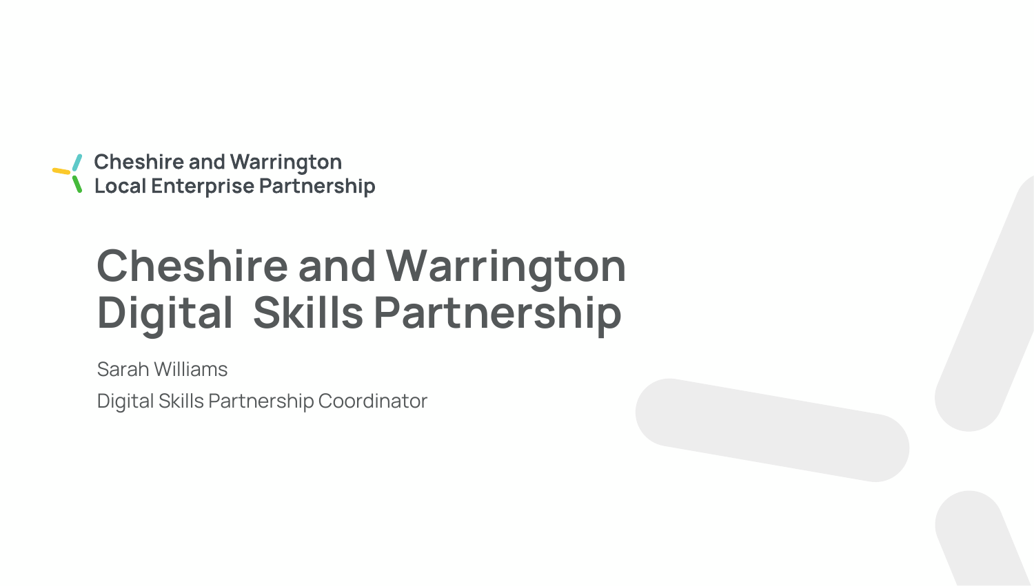Cheshire and Warrington
Local Enterprise Partnership

# Cheshire and Warrington Digital Skills Partnership

Sarah Williams

Digital Skills Partnership Coordinator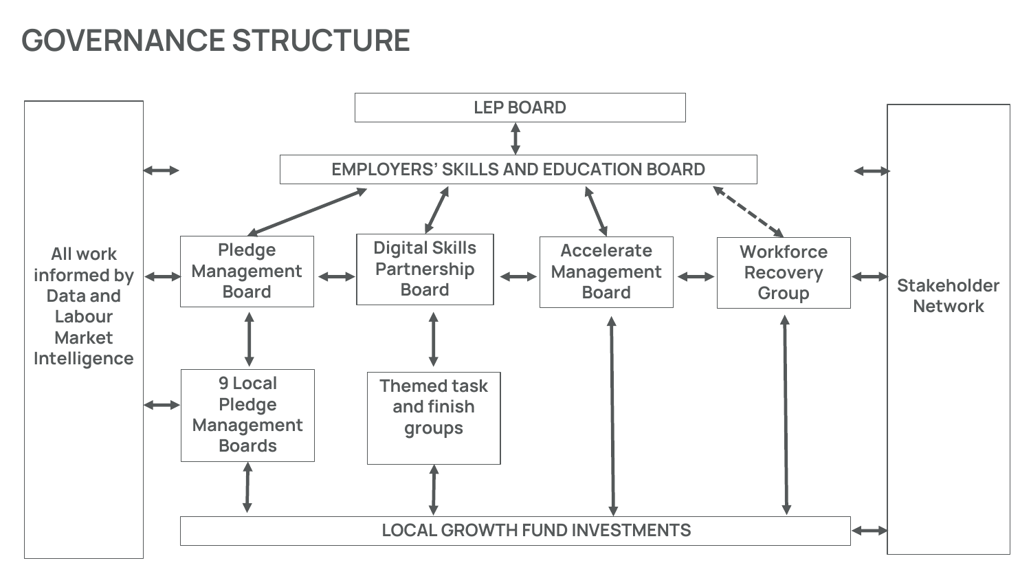# GOVERNANCE STRUCTURE

LEP BOARD

EMPLOYERS' SKILLS AND EDUCATION BOARD

All work informed by Data and Labour Market Intelligence

Pledge Management Board

Digital Skills Partnership Board

Accelerate Management Board

Workforce Recovery Group

Stakeholder Network

9 Local Pledge Management Boards

Themed task and finish groups

LOCAL GROWTH FUND INVESTMENTS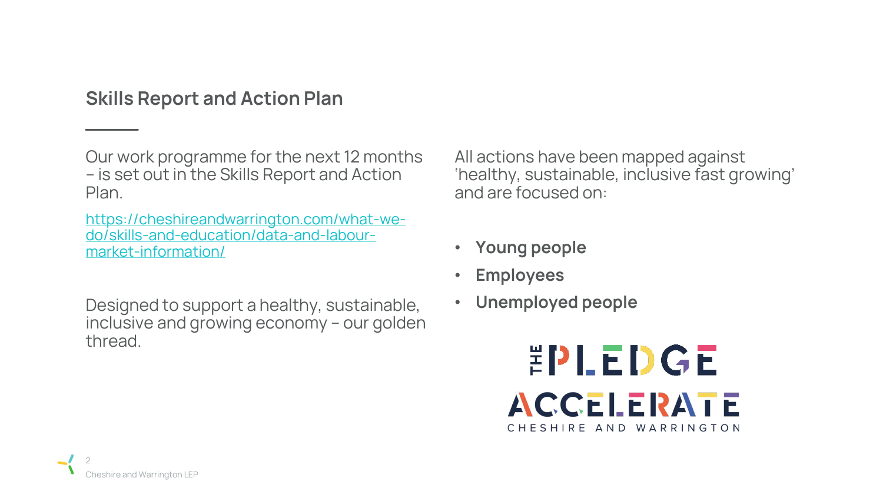## Skills Report and Action Plan

Our work programme for the next 12 months – is set out in the Skills Report and Action Plan.

https://cheshireandwarrington.com/what-we-do/skills-and-education/data-and-labour-market-information/

Designed to support a healthy, sustainable, inclusive and growing economy – our golden thread.

All actions have been mapped against 'healthy, sustainable, inclusive fast growing' and are focused on:

- **Young people**
- **Employees**
- **Unemployed people**

THE PLEDGE

ACCELERATE CHESHIRE AND WARRINGTON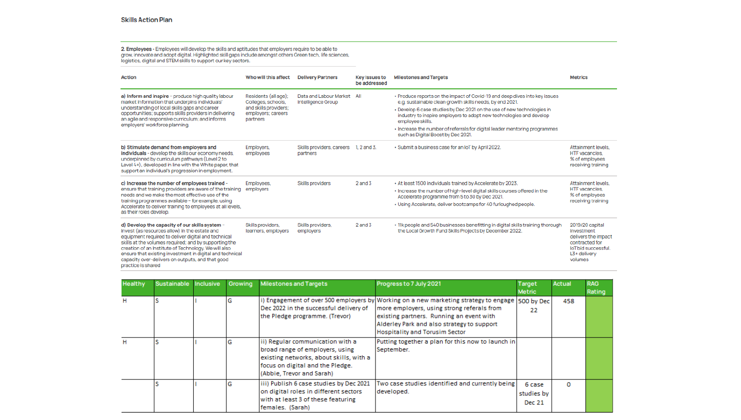Skills Action Plan

**2. Employees** - Employees will develop the skills and aptitudes that employers require to be able to grow, innovate and adopt digital. Highlighted skill gaps include amongst others Green tech, life sciences, logistics, digital and STEM skills to support our key sectors.

| Action | Who will this affect | Delivery Partners | Key issues to be addressed | Milestones and Targets | Metrics |
|---|---|---|---|---|---|
| **a) Inform and inspire** - produce high quality labour market information that underpins individuals' understanding of local skills gaps and career opportunities; supports skills providers in delivering an agile and responsive curriculum; and informs employers' workforce planning. | Residents (all age); Colleges, schools, and skills providers; employers; careers partners | Data and Labour Market Intelligence Group | All | • Produce reports on the impact of Covid-19 and deep dives into key issues e.g. sustainable clean growth skills needs, by end 2021.<br>• Develop 6 case studies by Dec 2021 on the use of new technologies in industry to inspire employers to adopt new technologies and develop employee skills.<br>• Increase the number of referrals for digital leader mentoring programmes such as Digital Boost by Dec 2021. | |
| **b) Stimulate demand from employers and individuals** - develop the skills our economy needs, underpinned by curriculum pathways (Level 2 to Level 4+), developed in line with the White paper, that support an individual's progression in employment. | Employers, employees | Skills providers, careers partners | 1, 2 and 3. | • Submit a business case for an IoT by April 2022. | Attainment levels, HTF vacancies, % of employees receiving training |
| **c) Increase the number of employees trained** - ensure that training providers are aware of the training needs and we make the most effective use of the training programmes available – for example, using Accelerate to deliver training to employees at all levels, as their roles develop. | Employees, employers | Skills providers | 2 and 3 | • At least 1500 individuals trained by Accelerate by 2023.<br>• Increase the number of high-level digital skills courses offered in the Accelerate programme from 5 to 30 by Dec 2021.<br>• Using Accelerate, deliver bootcamps for 40 furloughed people. | Attainment levels, HTF vacancies, % of employees receiving training |
| **d) Develop the capacity of our skills system** - invest (as resources allow) in the estate and equipment required to deliver digital and technical skills at the volumes required; and by supporting the creation of an Institute of Technology. We will also ensure that existing investment in digital and technical capacity over-delivers on outputs, and that good practice is shared | Skills providers, learners, employers | Skills providers, employers | 2 and 3 | • 11k people and 540 businesses benefitting in digital skills training through the Local Growth Fund Skills Projects by December 2022. | 2019/20 capital investment delivers the impact contracted for IoT bid successful. L3+ delivery volumes |

| Healthy | Sustainable | Inclusive | Growing | Milestones and Targets | Progress to 7 July 2021 | Target Metric | Actual | RAG Rating |
|---|---|---|---|---|---|---|---|---|
| H | S | I | G | i) Engagement of over 500 employers by Dec 2022 in the successful delivery of the Pledge programme. (Trevor) | Working on a new marketing strategy to engage more employers, using strong referals from existing partners. Running an event with Alderley Park and also strategy to support Hospitality and Tourism Sector | 500 by Dec 22 | 458 | |
| H | S | I | G | ii) Regular communication with a broad range of employers, using existing networks, about skills, with a focus on digital and the Pledge. (Abbie, Trevor and Sarah) | Putting together a plan for this now to launch in September. | | | |
| | S | I | G | iii) Publish 6 case studies by Dec 2021 on digital roles in different sectors with at least 3 of these featuring females. (Sarah) | Two case studies identified and currently being developed. | 6 case studies by Dec 21 | 0 | |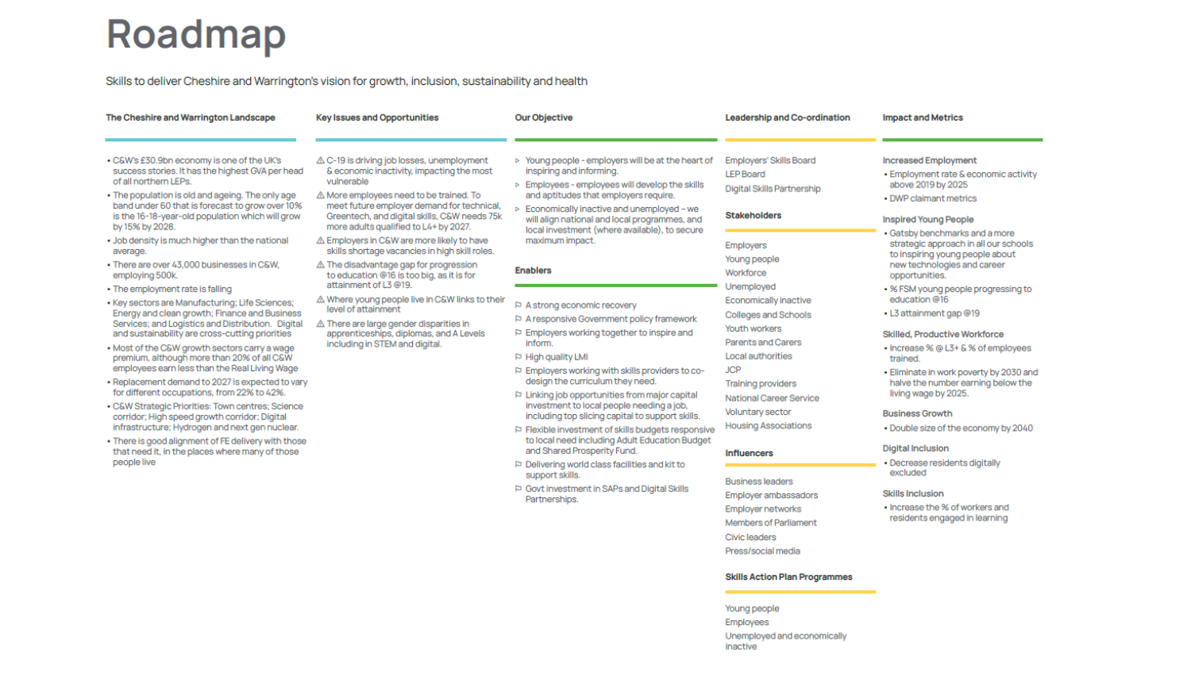# Roadmap

Skills to deliver Cheshire and Warrington's vision for growth, inclusion, sustainability and health

## The Cheshire and Warrington Landscape

- C&W's £30.9bn economy is one of the UK's success stories. It has the highest GVA per head of all northern LEPs.
- The population is old and ageing. The only age band under 60 that is forecast to grow over 10% is the 16-18-year-old population which will grow by 15% by 2028.
- Job density is much higher than the national average.
- There are over 43,000 businesses in C&W, employing 500k.
- The employment rate is falling
- Key sectors are Manufacturing; Life Sciences; Energy and clean growth; Finance and Business Services; and Logistics and Distribution. Digital and sustainability are cross-cutting priorities
- Most of the C&W growth sectors carry a wage premium, although more than 20% of all C&W employees earn less than the Real Living Wage
- Replacement demand to 2027 is expected to vary for different occupations, from 22% to 42%.
- C&W Strategic Priorities: Town centres; Science corridor; High speed growth corridor; Digital infrastructure; Hydrogen and next gen nuclear.
- There is good alignment of FE delivery with those that need it, in the places where many of those people live

## Key Issues and Opportunities

- ⚠ C-19 is driving job losses, unemployment & economic inactivity, impacting the most vulnerable
- ⚠ More employees need to be trained. To meet future employer demand for technical, Greentech, and digital skills, C&W needs 75k more adults qualified to L4+ by 2027.
- ⚠ Employers in C&W are more likely to have skills shortage vacancies in high skill roles.
- ⚠ The disadvantage gap for progression to education @16 is too big, as it is for attainment of L3 @19.
- ⚠ Where young people live in C&W links to their level of attainment
- ⚠ There are large gender disparities in apprenticeships, diplomas, and A Levels including in STEM and digital.

## Our Objective

- > Young people - employers will be at the heart of inspiring and informing.
- > Employees - employees will develop the skills and aptitudes that employers require.
- > Economically inactive and unemployed - we will align national and local programmes, and local investment (where available), to secure maximum impact.

### Enablers

- A strong economic recovery
- A responsive Government policy framework
- Employers working together to inspire and inform.
- High quality LMI
- Employers working with skills providers to co-design the curriculum they need.
- Linking job opportunities from major capital investment to local people needing a job, including top slicing capital to support skills.
- Flexible investment of skills budgets responsive to local need including Adult Education Budget and Shared Prosperity Fund.
- Delivering world class facilities and kit to support skills.
- Govt investment in SAPs and Digital Skills Partnerships.

## Leadership and Co-ordination

Employers' Skills Board
LEP Board
Digital Skills Partnership

### Stakeholders

Employers
Young people
Workforce
Unemployed
Economically inactive
Colleges and Schools
Youth workers
Parents and Carers
Local authorities
JCP
Training providers
National Career Service
Voluntary sector
Housing Associations

### Influencers

Business leaders
Employer ambassadors
Employer networks
Members of Parliament
Civic leaders
Press/social media

### Skills Action Plan Programmes

Young people
Employees
Unemployed and economically inactive

## Impact and Metrics

### Increased Employment

- Employment rate & economic activity above 2019 by 2025
- DWP claimant metrics

### Inspired Young People

- Gatsby benchmarks and a more strategic approach in all our schools to inspiring young people about new technologies and career opportunities.
- % FSM young people progressing to education @16
- L3 attainment gap @19

### Skilled, Productive Workforce

- Increase % @ L3+ & % of employees trained.
- Eliminate in work poverty by 2030 and halve the number earning below the living wage by 2025.

### Business Growth

- Double size of the economy by 2040

### Digital Inclusion

- Decrease residents digitally excluded

### Skills Inclusion

- Increase the % of workers and residents engaged in learning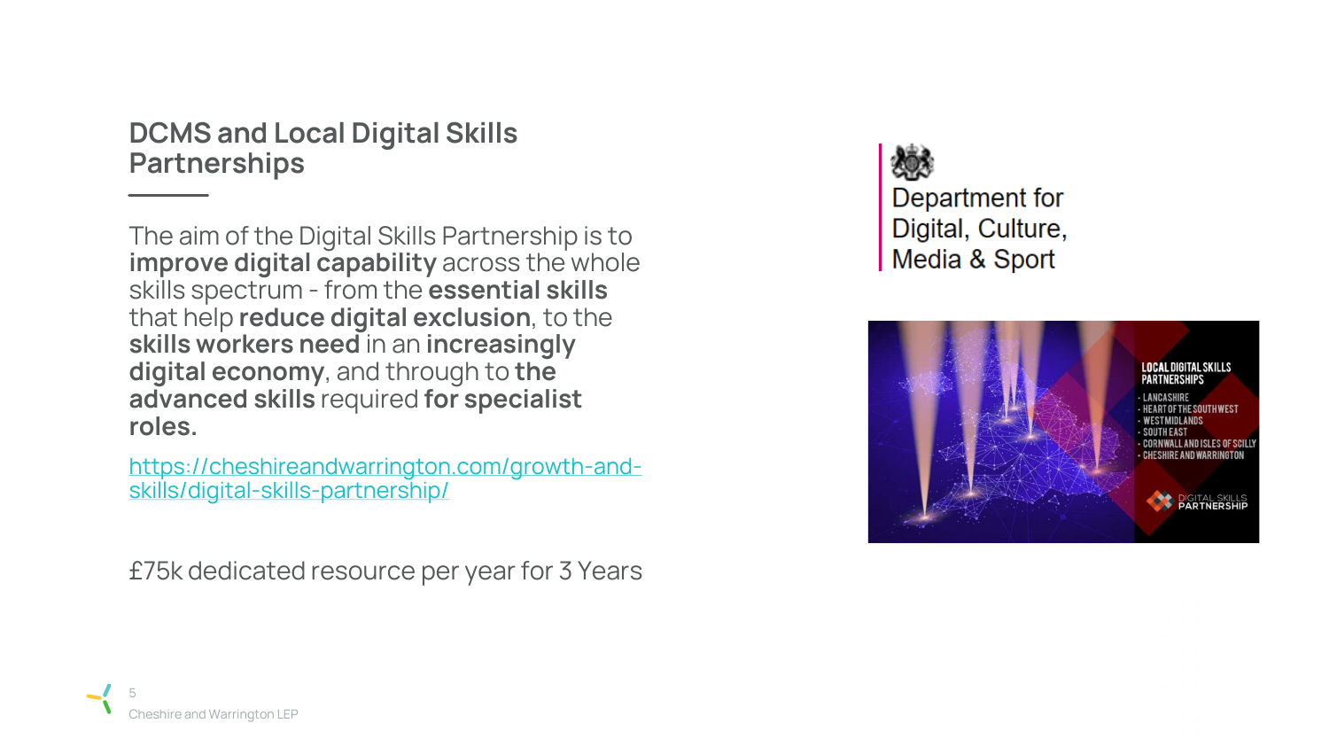## DCMS and Local Digital Skills Partnerships

The aim of the Digital Skills Partnership is to **improve digital capability** across the whole skills spectrum - from the **essential skills** that help **reduce digital exclusion**, to the **skills workers need** in an **increasingly digital economy**, and through to **the advanced skills** required **for specialist roles.**

https://cheshireandwarrington.com/growth-and-skills/digital-skills-partnership/

£75k dedicated resource per year for 3 Years

Department for Digital, Culture, Media & Sport

LOCAL DIGITAL SKILLS PARTNERSHIPS

- LANCASHIRE
- HEART OF THE SOUTH WEST
- WEST MIDLANDS
- SOUTH EAST
- CORNWALL AND ISLES OF SCILLY
- CHESHIRE AND WARRINGTON

DIGITAL SKILLS PARTNERSHIP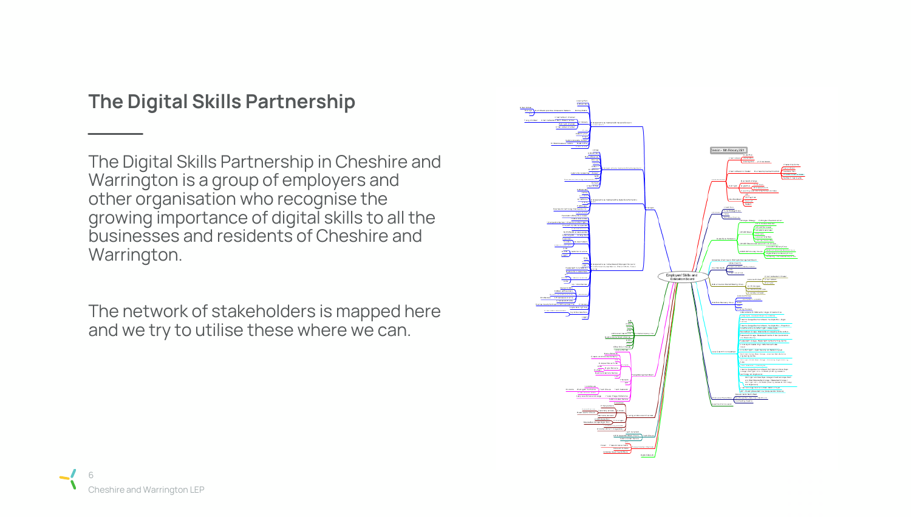# The Digital Skills Partnership

The Digital Skills Partnership in Cheshire and Warrington is a group of employers and other organisation who recognise the growing importance of digital skills to all the businesses and residents of Cheshire and Warrington.

The network of stakeholders is mapped here and we try to utilise these where we can.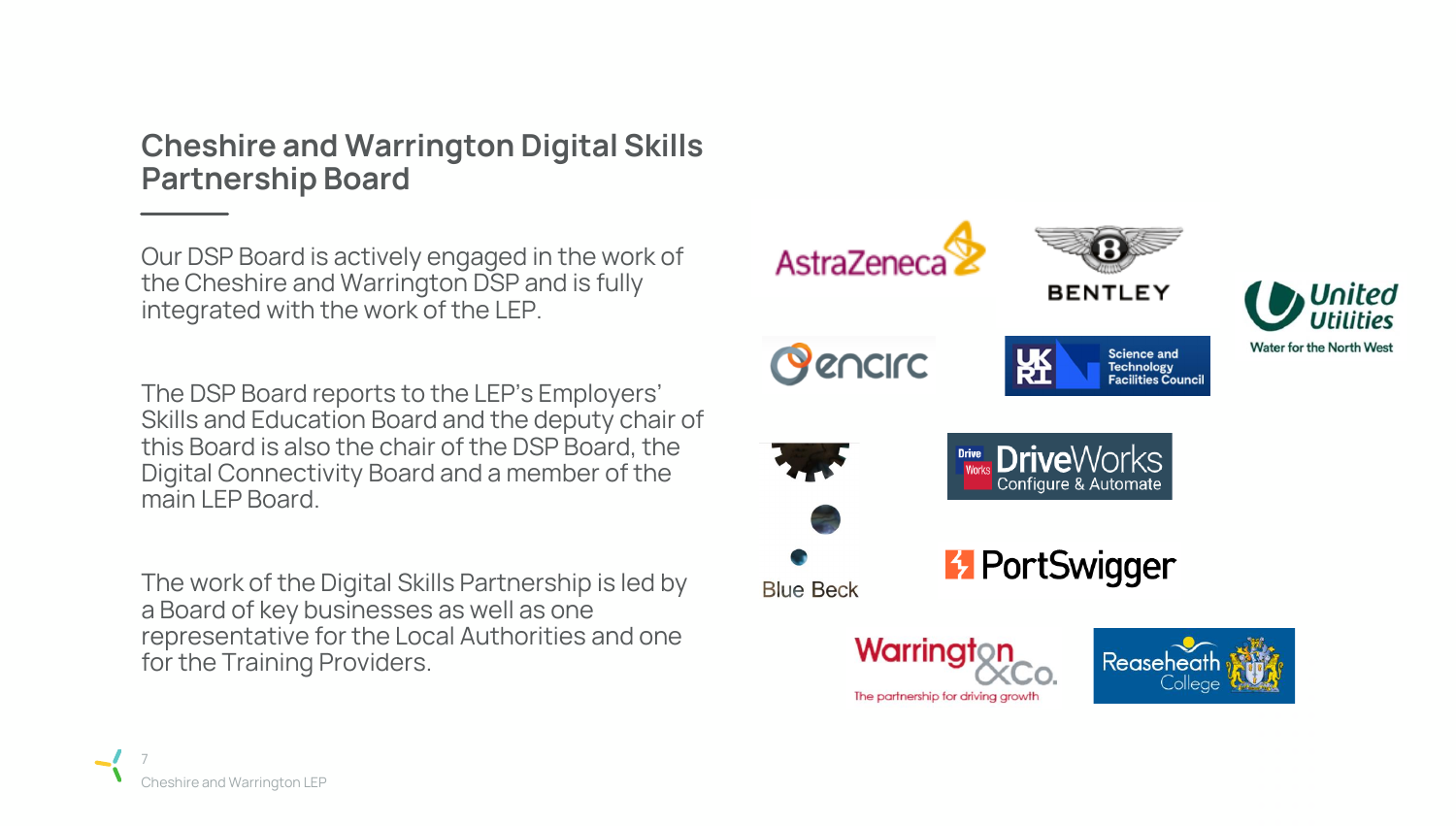## Cheshire and Warrington Digital Skills Partnership Board

Our DSP Board is actively engaged in the work of the Cheshire and Warrington DSP and is fully integrated with the work of the LEP.

The DSP Board reports to the LEP's Employers' Skills and Education Board and the deputy chair of this Board is also the chair of the DSP Board, the Digital Connectivity Board and a member of the main LEP Board.

The work of the Digital Skills Partnership is led by a Board of key businesses as well as one representative for the Local Authorities and one for the Training Providers.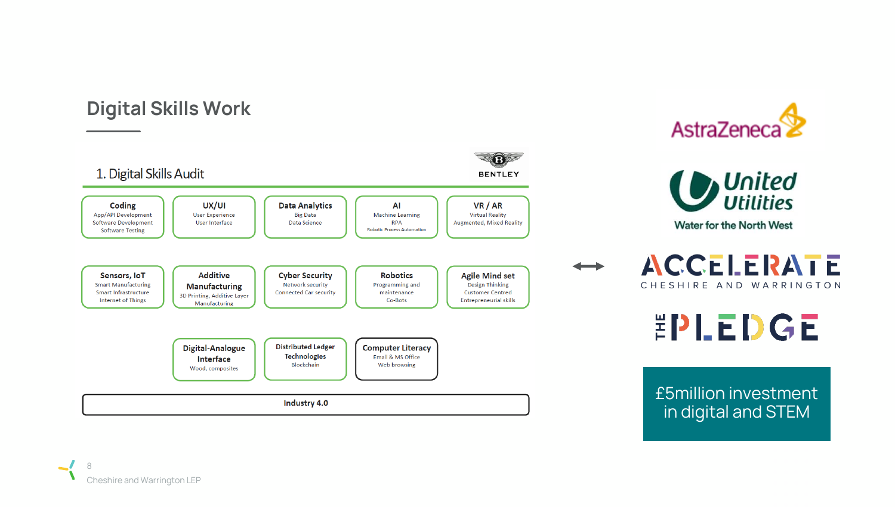# Digital Skills Work

## 1. Digital Skills Audit

BENTLEY

- **Coding** — App/API Development, Software Development, Software Testing
- **UX/UI** — User Experience, User Interface
- **Data Analytics** — Big Data, Data Science
- **AI** — Machine Learning, RPA, Robotic Process Automation
- **VR / AR** — Virtual Reality, Augmented, Mixed Reality
- **Sensors, IoT** — Smart Manufacturing, Smart Infrastructure, Internet of Things
- **Additive Manufacturing** — 3D Printing, Additive Layer Manufacturing
- **Cyber Security** — Network security, Connected Car security
- **Robotics** — Programming and maintenance, Co-Bots
- **Agile Mind set** — Design Thinking, Customer Centred, Entrepreneurial skills
- **Digital-Analogue Interface** — Wood, composites
- **Distributed Ledger Technologies** — Blockchain
- **Computer Literacy** — Email & MS Office, Web browsing

**Industry 4.0**

AstraZeneca

United Utilities — Water for the North West

ACCELERATE — CHESHIRE AND WARRINGTON

THE PLEDGE

£5million investment in digital and STEM

Cheshire and Warrington LEP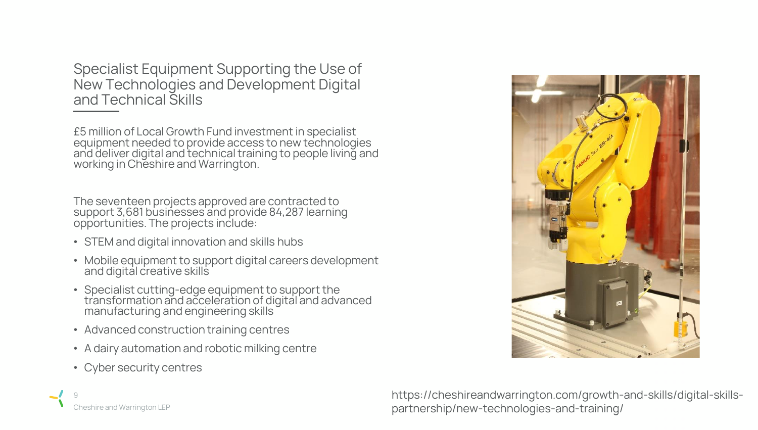## Specialist Equipment Supporting the Use of New Technologies and Development Digital and Technical Skills

£5 million of Local Growth Fund investment in specialist equipment needed to provide access to new technologies and deliver digital and technical training to people living and working in Cheshire and Warrington.

The seventeen projects approved are contracted to support 3,681 businesses and provide 84,287 learning opportunities. The projects include:

- STEM and digital innovation and skills hubs
- Mobile equipment to support digital careers development and digital creative skills
- Specialist cutting-edge equipment to support the transformation and acceleration of digital and advanced manufacturing and engineering skills
- Advanced construction training centres
- A dairy automation and robotic milking centre
- Cyber security centres

https://cheshireandwarrington.com/growth-and-skills/digital-skills-partnership/new-technologies-and-training/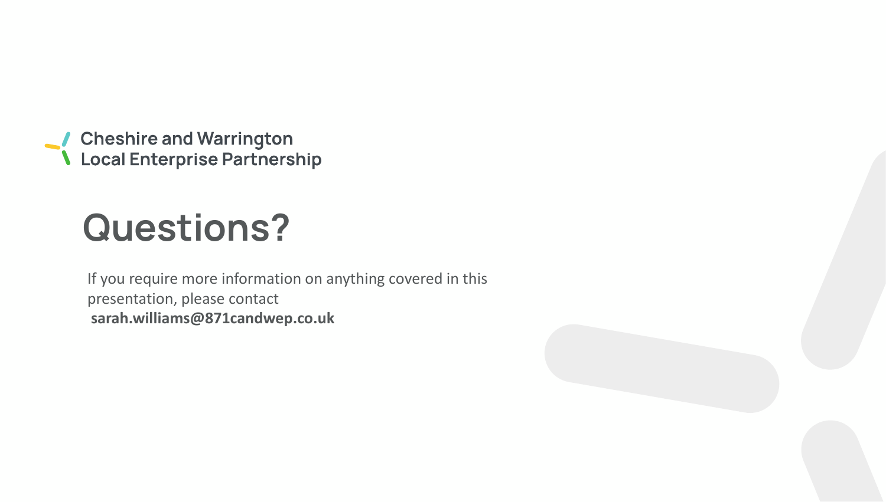Cheshire and Warrington
Local Enterprise Partnership

# Questions?

If you require more information on anything covered in this presentation, please contact
**sarah.williams@871candwep.co.uk**